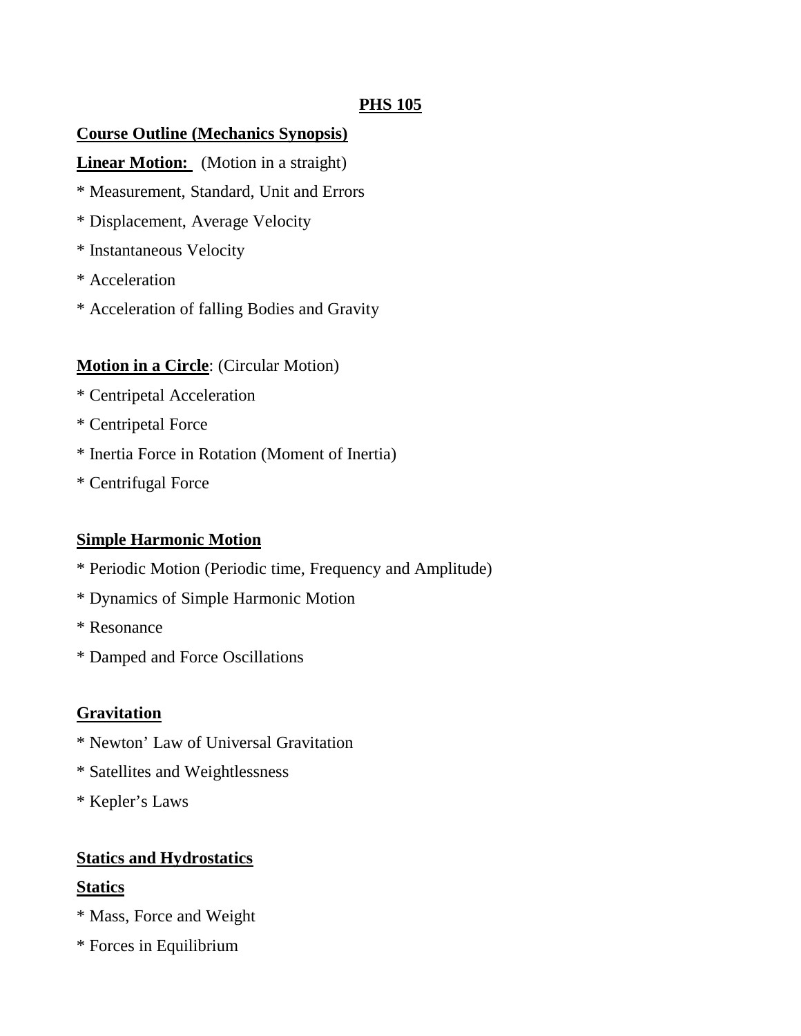# PHS 105

## Course Outline (Mechanics Synopsis)

**Linear Motion:** (Motion in a straight)

* Measurement, Standard, Unit and Errors
* Displacement, Average Velocity
* Instantaneous Velocity
* Acceleration
* Acceleration of falling Bodies and Gravity

**Motion in a Circle**: (Circular Motion)

* Centripetal Acceleration
* Centripetal Force
* Inertia Force in Rotation (Moment of Inertia)
* Centrifugal Force

**Simple Harmonic Motion**

* Periodic Motion (Periodic time, Frequency and Amplitude)
* Dynamics of Simple Harmonic Motion
* Resonance
* Damped and Force Oscillations

**Gravitation**

* Newton' Law of Universal Gravitation
* Satellites and Weightlessness
* Kepler's Laws

**Statics and Hydrostatics**

**Statics**

* Mass, Force and Weight
* Forces in Equilibrium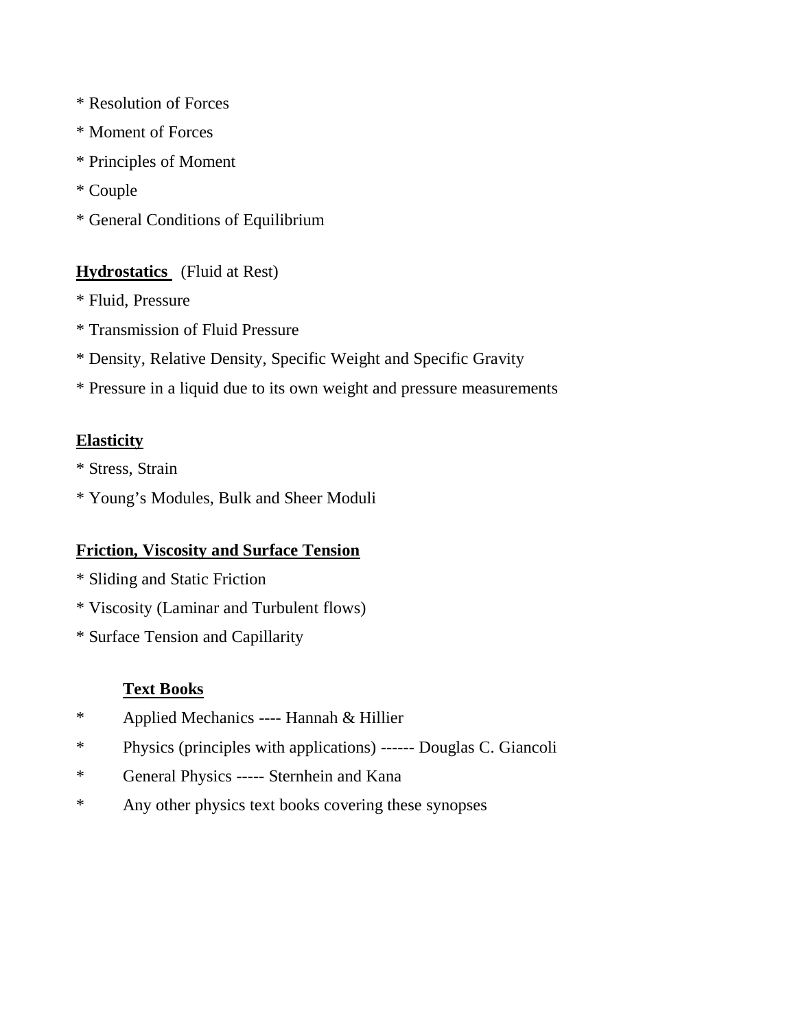* Resolution of Forces
* Moment of Forces
* Principles of Moment
* Couple
* General Conditions of Equilibrium

**<u>Hydrostatics</u>** (Fluid at Rest)

* Fluid, Pressure
* Transmission of Fluid Pressure
* Density, Relative Density, Specific Weight and Specific Gravity
* Pressure in a liquid due to its own weight and pressure measurements

**<u>Elasticity</u>**

* Stress, Strain
* Young's Modules, Bulk and Sheer Moduli

**<u>Friction, Viscosity and Surface Tension</u>**

* Sliding and Static Friction
* Viscosity (Laminar and Turbulent flows)
* Surface Tension and Capillarity

**<u>Text Books</u>**

* Applied Mechanics ---- Hannah & Hillier
* Physics (principles with applications) ------ Douglas C. Giancoli
* General Physics ----- Sternhein and Kana
* Any other physics text books covering these synopses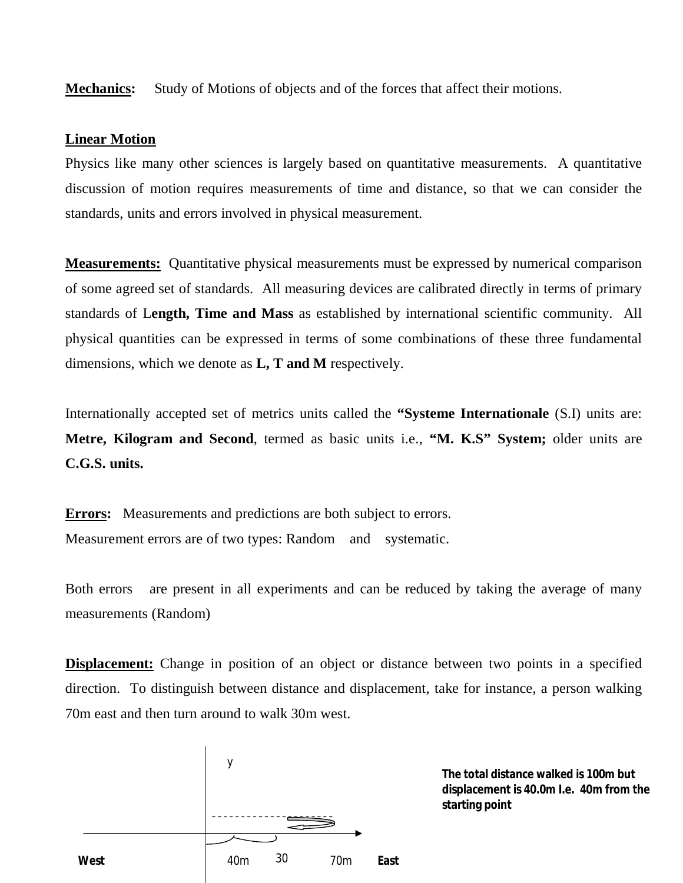**Mechanics:** Study of Motions of objects and of the forces that affect their motions.

**Linear Motion**

Physics like many other sciences is largely based on quantitative measurements. A quantitative discussion of motion requires measurements of time and distance, so that we can consider the standards, units and errors involved in physical measurement.

**Measurements:** Quantitative physical measurements must be expressed by numerical comparison of some agreed set of standards. All measuring devices are calibrated directly in terms of primary standards of L**ength, Time and Mass** as established by international scientific community. All physical quantities can be expressed in terms of some combinations of these three fundamental dimensions, which we denote as **L, T and M** respectively.

Internationally accepted set of metrics units called the **"Systeme Internationale** (S.I) units are: **Metre, Kilogram and Second**, termed as basic units i.e., **"M. K.S" System;** older units are **C.G.S. units.**

**Errors:** Measurements and predictions are both subject to errors.
Measurement errors are of two types: Random and systematic.

Both errors are present in all experiments and can be reduced by taking the average of many measurements (Random)

**Displacement:** Change in position of an object or distance between two points in a specified direction. To distinguish between distance and displacement, take for instance, a person walking 70m east and then turn around to walk 30m west.

y

West 40m 30 70m East

**The total distance walked is 100m but displacement is 40.0m I.e. 40m from the starting point**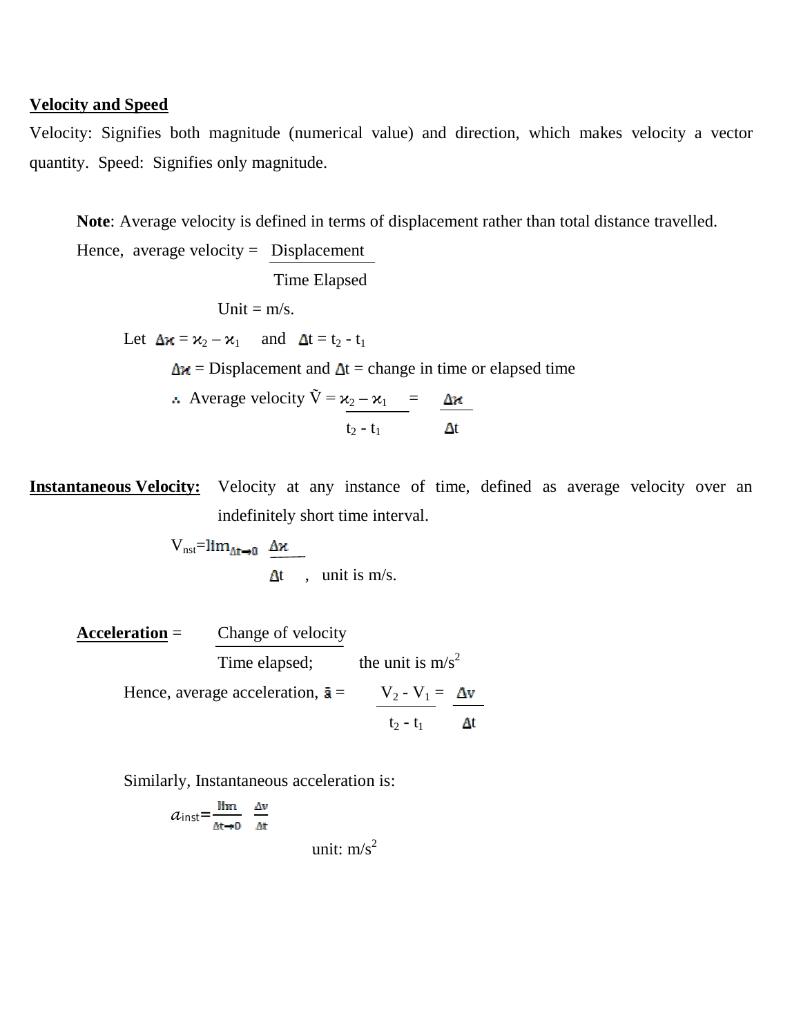**Velocity and Speed**

Velocity: Signifies both magnitude (numerical value) and direction, which makes velocity a vector quantity. Speed: Signifies only magnitude.

**Note**: Average velocity is defined in terms of displacement rather than total distance travelled.

Hence, average velocity = $\frac{\text{Displacement}}{\text{Time Elapsed}}$

Unit = m/s.

Let $\Delta x = x_2 - x_1$ and $\Delta t = t_2 - t_1$

$\Delta x$ = Displacement and $\Delta t$ = change in time or elapsed time

$\therefore$ Average velocity $\tilde{V} = \frac{x_2 - x_1}{t_2 - t_1} = \frac{\Delta x}{\Delta t}$

**Instantaneous Velocity:** Velocity at any instance of time, defined as average velocity over an indefinitely short time interval.

$$V_{nst} = \lim_{\Delta t \to 0} \frac{\Delta x}{\Delta t}$$

, unit is m/s.

**Acceleration** = $\frac{\text{Change of velocity}}{\text{Time elapsed}}$; the unit is $m/s^2$

Hence, average acceleration, $\bar{a} = \frac{V_2 - V_1}{t_2 - t_1} = \frac{\Delta v}{\Delta t}$

Similarly, Instantaneous acceleration is:

$$a_{inst} = \lim_{\Delta t \to 0} \frac{\Delta v}{\Delta t}$$

unit: $m/s^2$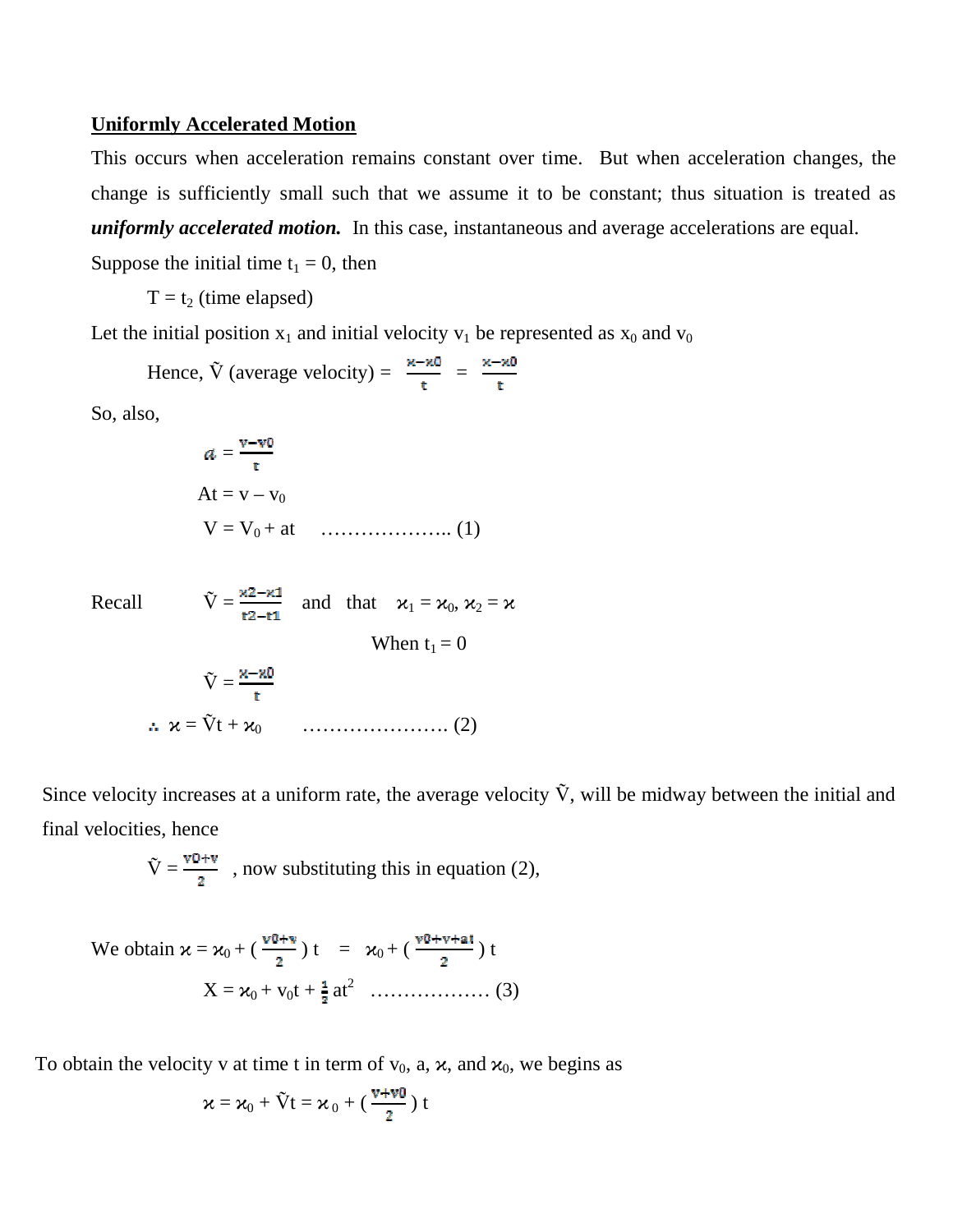**Uniformly Accelerated Motion**

This occurs when acceleration remains constant over time. But when acceleration changes, the change is sufficiently small such that we assume it to be constant; thus situation is treated as ***uniformly accelerated motion.*** In this case, instantaneous and average accelerations are equal.

Suppose the initial time $t_1 = 0$, then

$T = t_2$ (time elapsed)

Let the initial position $x_1$ and initial velocity $v_1$ be represented as $x_0$ and $v_0$

Hence, $\tilde{V}$ (average velocity) = $\frac{x - x0}{t} = \frac{x - x0}{t}$

So, also,

$$a = \frac{v - v0}{t}$$

$$At = v - v_0$$

$$V = V_0 + at \quad \ldots\ldots\ldots\ldots\ldots\ldots.. (1)$$

Recall $\tilde{V} = \frac{x2 - x1}{t2 - t1}$ and that $x_1 = x_0$, $x_2 = x$

When $t_1 = 0$

$$\tilde{V} = \frac{x - x0}{t}$$

$$\therefore\ x = \tilde{V}t + x_0 \quad \ldots\ldots\ldots\ldots\ldots\ldots. (2)$$

Since velocity increases at a uniform rate, the average velocity $\tilde{V}$, will be midway between the initial and final velocities, hence

$\tilde{V} = \frac{v0 + v}{2}$ , now substituting this in equation (2),

We obtain $x = x_0 + \left(\frac{v0 + v}{2}\right) t = x_0 + \left(\frac{v0 + v + at}{2}\right) t$

$$X = x_0 + v_0 t + \frac{1}{2} at^2 \quad \ldots\ldots\ldots\ldots\ldots\ldots (3)$$

To obtain the velocity v at time t in term of $v_0$, a, $x$, and $x_0$, we begins as

$$x = x_0 + \tilde{V}t = x_0 + \left(\frac{v + v0}{2}\right) t$$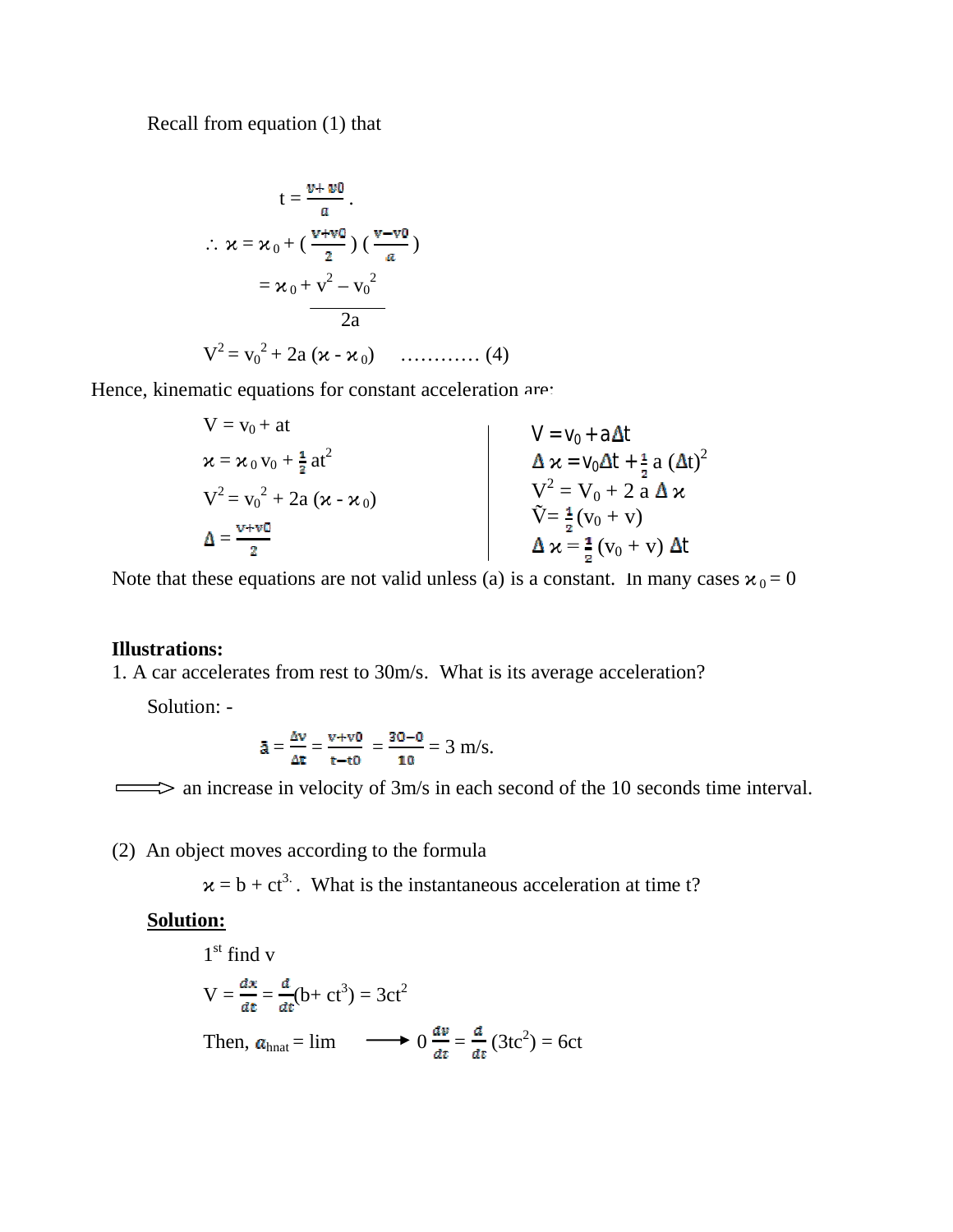Recall from equation (1) that

$$t = \frac{v + v0}{a}.$$

$$\therefore \varkappa = \varkappa_0 + \left(\frac{v+v0}{2}\right)\left(\frac{v-v0}{a}\right)$$

$$= \varkappa_0 + \frac{v^2 - v_0^2}{2a}$$

$$V^2 = v_0^2 + 2a(\varkappa - \varkappa_0) \quad \ldots\ldots\ldots\ldots (4)$$

Hence, kinematic equations for constant acceleration are:

$$V = v_0 + at$$

$$\varkappa = \varkappa_0 v_0 + \frac{1}{2} at^2$$

$$V^2 = v_0^2 + 2a(\varkappa - \varkappa_0)$$

$$\Delta = \frac{v+v0}{2}$$

$$V = v_0 + a\Delta t$$

$$\Delta\varkappa = v_0\Delta t + \frac{1}{2} a(\Delta t)^2$$

$$V^2 = V_0 + 2a\Delta\varkappa$$

$$\tilde{V} = \frac{1}{2}(v_0 + v)$$

$$\Delta\varkappa = \frac{1}{2}(v_0 + v)\Delta t$$

Note that these equations are not valid unless (a) is a constant. In many cases $\varkappa_0 = 0$

**Illustrations:**

1. A car accelerates from rest to 30m/s. What is its average acceleration?

Solution: -

$$\bar{a} = \frac{\Delta v}{\Delta t} = \frac{v+v0}{t-t0} = \frac{30-0}{10} = 3 \text{ m/s.}$$

⟹ an increase in velocity of 3m/s in each second of the 10 seconds time interval.

(2) An object moves according to the formula

$\varkappa = b + ct^3$. What is the instantaneous acceleration at time t?

**Solution:**

1st find v

$$V = \frac{dx}{dt} = \frac{d}{dt}(b + ct^3) = 3ct^2$$

Then, $a_{hnat} = \lim_{\longrightarrow 0} \frac{dv}{dt} = \frac{d}{dt}(3tc^2) = 6ct$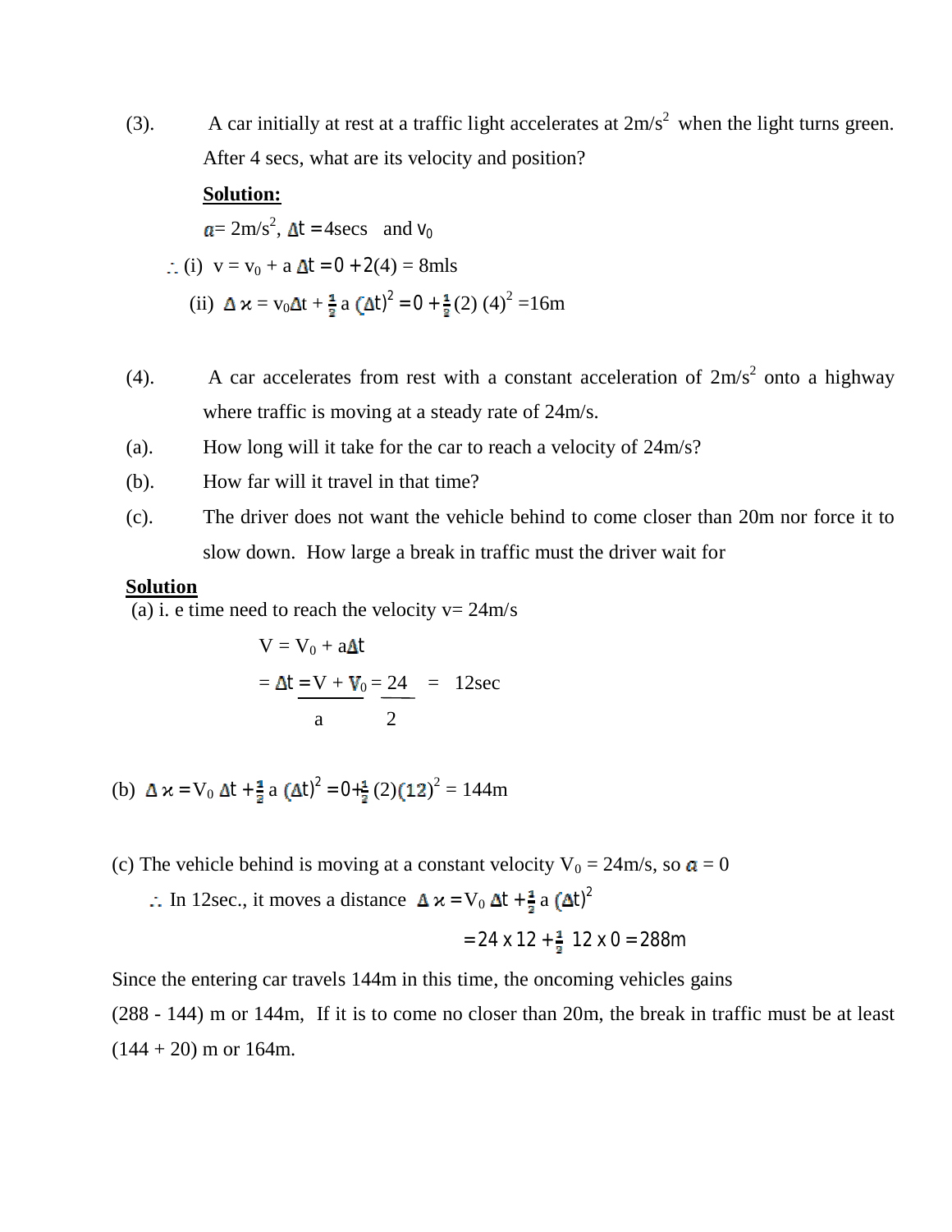(3). A car initially at rest at a traffic light accelerates at $2m/s^2$ when the light turns green. After 4 secs, what are its velocity and position?

**Solution:**

$a = 2m/s^2$, $\Delta t = 4secs$ and $v_0$

$\therefore$ (i) $v = v_0 + a\,\Delta t = 0 + 2(4) = 8mls$

(ii) $\Delta x = v_0 \Delta t + \frac{1}{2} a\,(\Delta t)^2 = 0 + \frac{1}{2}(2)\,(4)^2 = 16m$

(4). A car accelerates from rest with a constant acceleration of $2m/s^2$ onto a highway where traffic is moving at a steady rate of 24m/s.

(a). How long will it take for the car to reach a velocity of 24m/s?

(b). How far will it travel in that time?

(c). The driver does not want the vehicle behind to come closer than 20m nor force it to slow down. How large a break in traffic must the driver wait for

**Solution**

(a) i. e time need to reach the velocity v= 24m/s

$$V = V_0 + a\Delta t$$

$$= \Delta t = \frac{V + V_0}{a} = \frac{24}{2} = 12sec$$

(b) $\Delta x = V_0\, \Delta t + \frac{1}{2} a\,(\Delta t)^2 = 0 + \frac{1}{2}(2)(12)^2 = 144m$

(c) The vehicle behind is moving at a constant velocity $V_0$ = 24m/s, so $a = 0$

$\therefore$ In 12sec., it moves a distance $\Delta x = V_0\, \Delta t + \frac{1}{2} a\,(\Delta t)^2$

$$= 24 \times 12 + \frac{1}{2}\; 12 \times 0 = 288m$$

Since the entering car travels 144m in this time, the oncoming vehicles gains (288 - 144) m or 144m, If it is to come no closer than 20m, the break in traffic must be at least (144 + 20) m or 164m.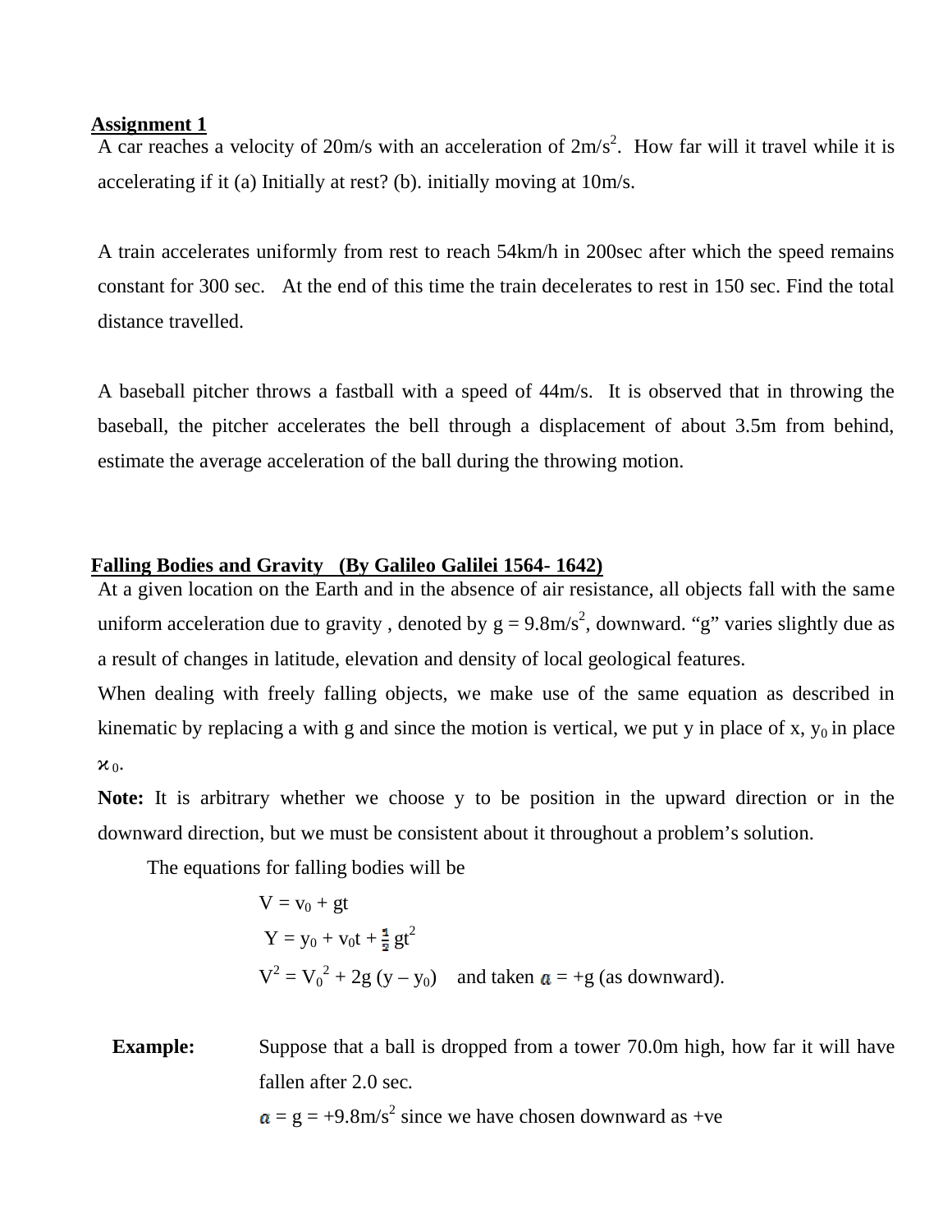**Assignment 1**

A car reaches a velocity of 20m/s with an acceleration of $2m/s^2$. How far will it travel while it is accelerating if it (a) Initially at rest? (b). initially moving at 10m/s.

A train accelerates uniformly from rest to reach 54km/h in 200sec after which the speed remains constant for 300 sec. At the end of this time the train decelerates to rest in 150 sec. Find the total distance travelled.

A baseball pitcher throws a fastball with a speed of 44m/s. It is observed that in throwing the baseball, the pitcher accelerates the bell through a displacement of about 3.5m from behind, estimate the average acceleration of the ball during the throwing motion.

**Falling Bodies and Gravity (By Galileo Galilei 1564- 1642)**

At a given location on the Earth and in the absence of air resistance, all objects fall with the same uniform acceleration due to gravity , denoted by $g = 9.8m/s^2$, downward. "g" varies slightly due as a result of changes in latitude, elevation and density of local geological features.

When dealing with freely falling objects, we make use of the same equation as described in kinematic by replacing a with g and since the motion is vertical, we put y in place of x, $y_0$ in place $x_0$.

**Note:** It is arbitrary whether we choose y to be position in the upward direction or in the downward direction, but we must be consistent about it throughout a problem's solution.

The equations for falling bodies will be

$$V = v_0 + gt$$

$$Y = y_0 + v_0t + \frac{1}{2}gt^2$$

$$V^2 = V_0^2 + 2g(y - y_0)$$ and taken $a = +g$ (as downward).

**Example:** Suppose that a ball is dropped from a tower 70.0m high, how far it will have fallen after 2.0 sec.

$a = g = +9.8m/s^2$ since we have chosen downward as +ve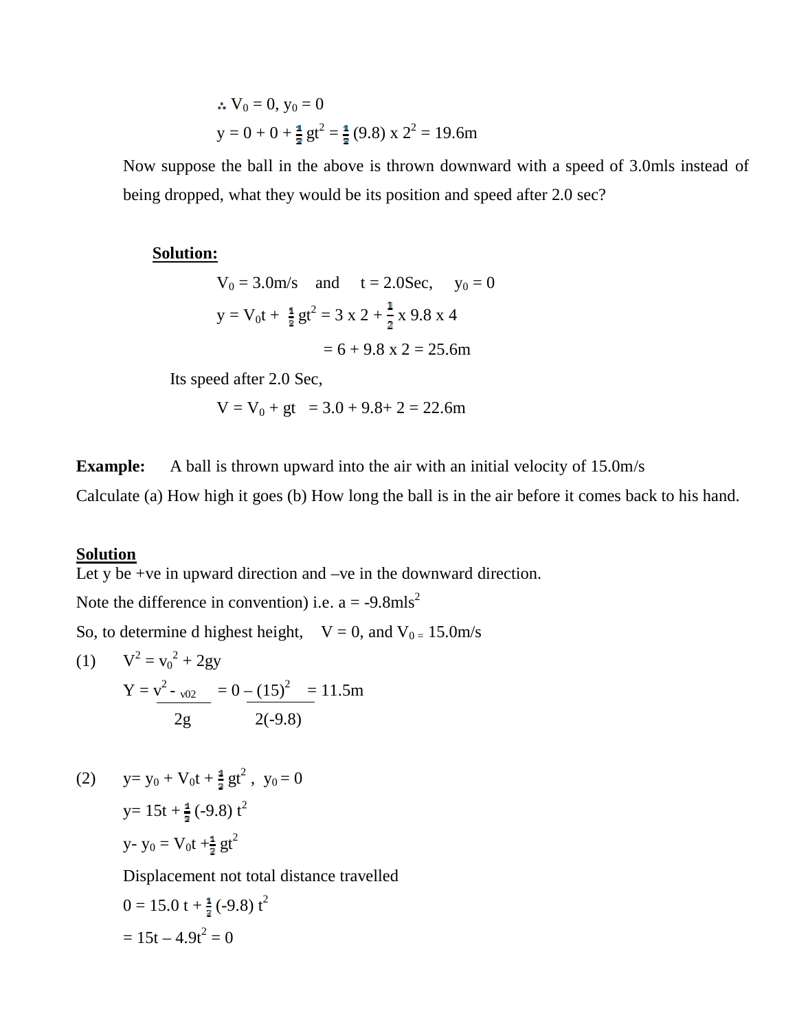$\therefore V_0 = 0,\ y_0 = 0$

$y = 0 + 0 + \frac{1}{2}gt^2 = \frac{1}{2}(9.8) \times 2^2 = 19.6m$

Now suppose the ball in the above is thrown downward with a speed of 3.0mls instead of being dropped, what they would be its position and speed after 2.0 sec?

**Solution:**

$V_0 = 3.0m/s$ and $t = 2.0Sec$, $y_0 = 0$

$y = V_0t + \frac{1}{2}gt^2 = 3 \times 2 + \frac{1}{2} \times 9.8 \times 4$

$= 6 + 9.8 \times 2 = 25.6m$

Its speed after 2.0 Sec,

$V = V_0 + gt = 3.0 + 9.8 + 2 = 22.6m$

**Example:** A ball is thrown upward into the air with an initial velocity of 15.0m/s

Calculate (a) How high it goes (b) How long the ball is in the air before it comes back to his hand.

**Solution**

Let y be +ve in upward direction and –ve in the downward direction.

Note the difference in convention) i.e. $a = -9.8mls^2$

So, to determine d highest height, $V = 0$, and $V_0 = 15.0m/s$

(1) $V^2 = v_0^2 + 2gy$

$$Y = \frac{v^2 - v_0^2}{2g} = \frac{0 - (15)^2}{2(-9.8)} = 11.5m$$

(2) $y = y_0 + V_0t + \frac{1}{2}gt^2$, $y_0 = 0$

$y = 15t + \frac{1}{2}(-9.8)t^2$

$y - y_0 = V_0t + \frac{1}{2}gt^2$

Displacement not total distance travelled

$0 = 15.0t + \frac{1}{2}(-9.8)t^2$

$= 15t - 4.9t^2 = 0$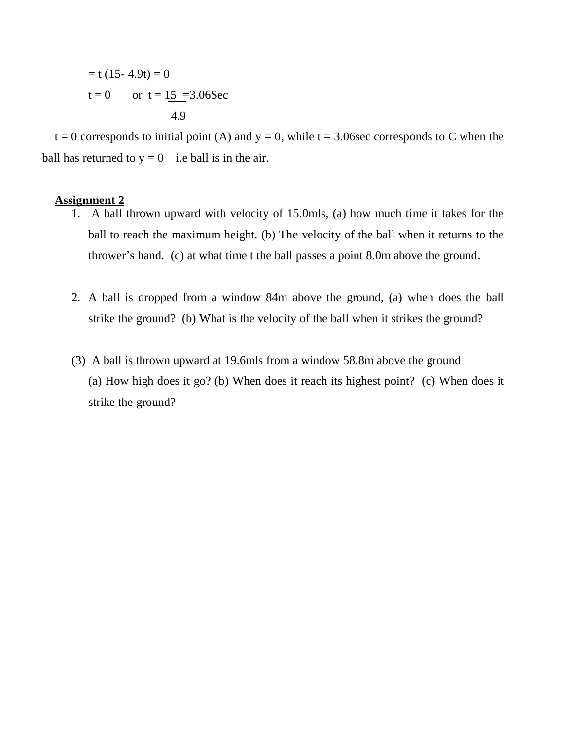$= t\,(15 - 4.9t) = 0$

$t = 0$ or $t = \frac{15}{4.9} = 3.06\text{Sec}$

$t = 0$ corresponds to initial point (A) and $y = 0$, while $t = 3.06\text{sec}$ corresponds to C when the ball has returned to $y = 0$ i.e ball is in the air.

**Assignment 2**

1. A ball thrown upward with velocity of 15.0mls, (a) how much time it takes for the ball to reach the maximum height. (b) The velocity of the ball when it returns to the thrower's hand. (c) at what time t the ball passes a point 8.0m above the ground.

2. A ball is dropped from a window 84m above the ground, (a) when does the ball strike the ground? (b) What is the velocity of the ball when it strikes the ground?

(3) A ball is thrown upward at 19.6mls from a window 58.8m above the ground
(a) How high does it go? (b) When does it reach its highest point? (c) When does it strike the ground?